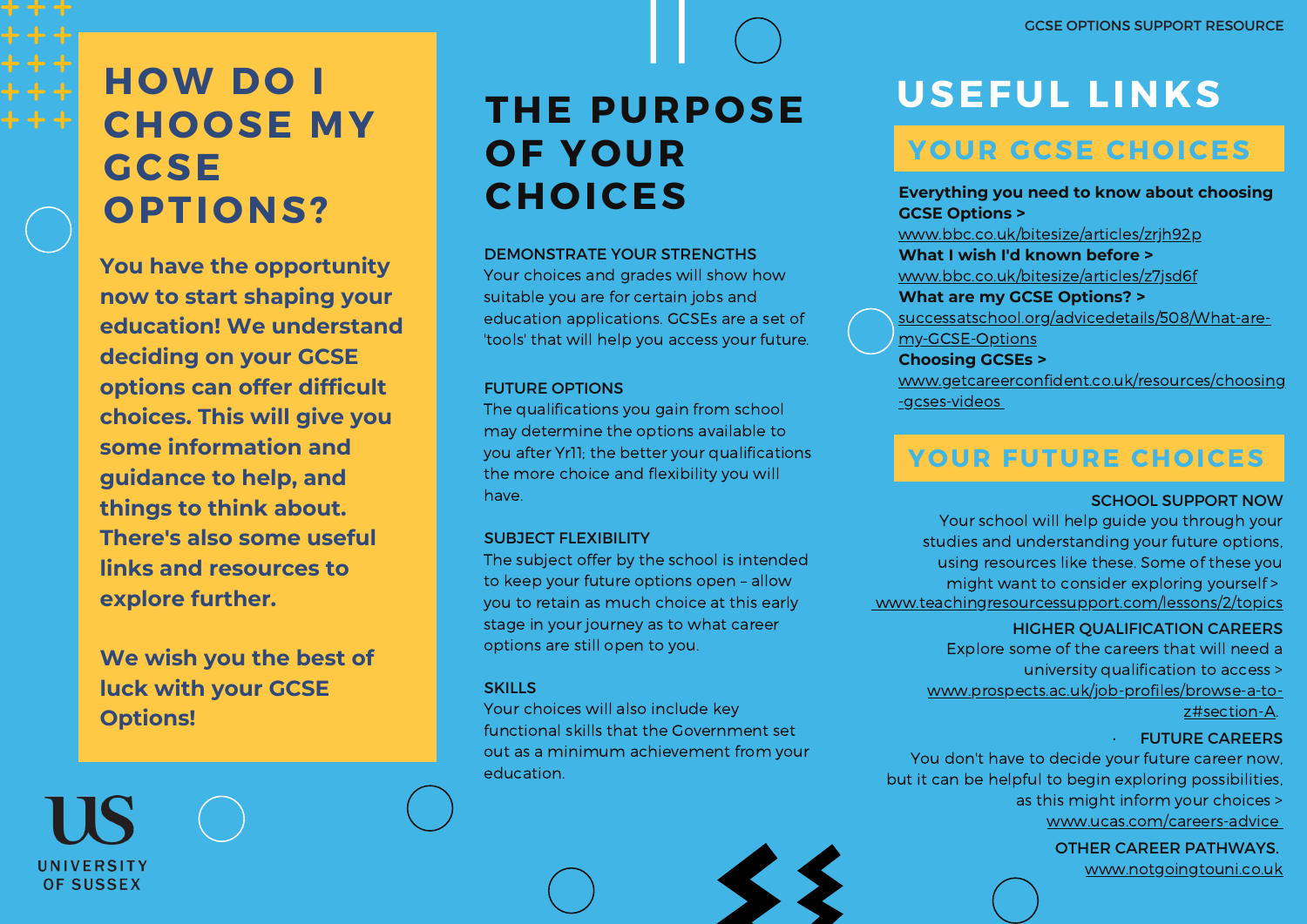GCSE OPTIONS SUPPORT RESOURCE

# HOW DO I CHOOSE MY GCSE OPTIONS?

**You have the opportunity now to start shaping your education! We understand deciding on your GCSE options can offer difficult choices. This will give you some information and guidance to help, and things to think about. There's also some useful links and resources to explore further.**

**We wish you the best of luck with your GCSE Options!**

UNIVERSITY OF SUSSEX

# THE PURPOSE OF YOUR CHOICES

DEMONSTRATE YOUR STRENGTHS
Your choices and grades will show how suitable you are for certain jobs and education applications. GCSEs are a set of 'tools' that will help you access your future.

FUTURE OPTIONS
The qualifications you gain from school may determine the options available to you after Yr11; the better your qualifications the more choice and flexibility you will have.

SUBJECT FLEXIBILITY
The subject offer by the school is intended to keep your future options open – allow you to retain as much choice at this early stage in your journey as to what career options are still open to you.

SKILLS
Your choices will also include key functional skills that the Government set out as a minimum achievement from your education.

# USEFUL LINKS

## YOUR GCSE CHOICES

**Everything you need to know about choosing GCSE Options >**
www.bbc.co.uk/bitesize/articles/zrjh92p
**What I wish I'd known before >**
www.bbc.co.uk/bitesize/articles/z7jsd6f
**What are my GCSE Options? >**
successatschool.org/advicedetails/508/What-are-my-GCSE-Options
**Choosing GCSEs >**
www.getcareerconfident.co.uk/resources/choosing-gcses-videos

## YOUR FUTURE CHOICES

SCHOOL SUPPORT NOW
Your school will help guide you through your studies and understanding your future options, using resources like these. Some of these you might want to consider exploring yourself >
www.teachingresourcessupport.com/lessons/2/topics

HIGHER QUALIFICATION CAREERS
Explore some of the careers that will need a university qualification to access >
www.prospects.ac.uk/job-profiles/browse-a-to-z#section-A.

FUTURE CAREERS
You don't have to decide your future career now, but it can be helpful to begin exploring possibilities, as this might inform your choices >
www.ucas.com/careers-advice

OTHER CAREER PATHWAYS.
www.notgoingtouni.co.uk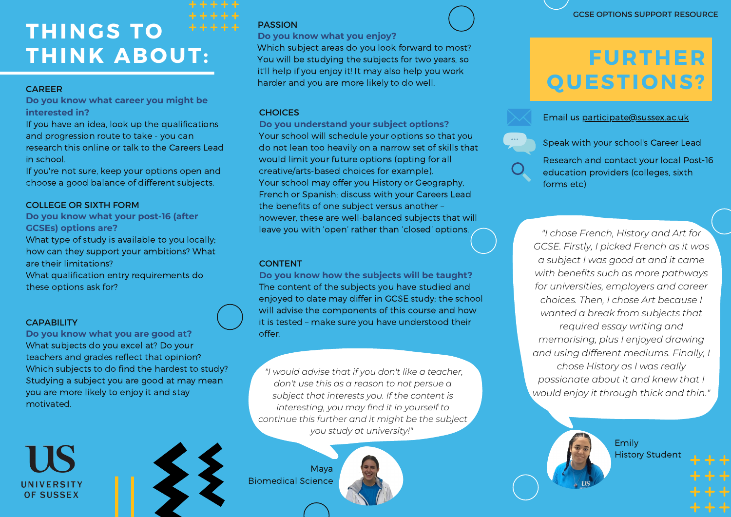# THINGS TO THINK ABOUT:

### CAREER

**Do you know what career you might be interested in?**

If you have an idea, look up the qualifications and progression route to take - you can research this online or talk to the Careers Lead in school.

If you're not sure, keep your options open and choose a good balance of different subjects.

### COLLEGE OR SIXTH FORM

**Do you know what your post-16 (after GCSEs) options are?**

What type of study is available to you locally; how can they support your ambitions? What are their limitations?

What qualification entry requirements do these options ask for?

### CAPABILITY

**Do you know what you are good at?**

What subjects do you excel at? Do your teachers and grades reflect that opinion? Which subjects to do find the hardest to study? Studying a subject you are good at may mean you are more likely to enjoy it and stay motivated.

### PASSION

**Do you know what you enjoy?**

Which subject areas do you look forward to most? You will be studying the subjects for two years, so it'll help if you enjoy it! It may also help you work harder and you are more likely to do well.

### CHOICES

**Do you understand your subject options?**

Your school will schedule your options so that you do not lean too heavily on a narrow set of skills that would limit your future options (opting for all creative/arts-based choices for example).

Your school may offer you History or Geography, French or Spanish; discuss with your Careers Lead the benefits of one subject versus another – however, these are well-balanced subjects that will leave you with 'open' rather than 'closed' options.

### CONTENT

**Do you know how the subjects will be taught?**

The content of the subjects you have studied and enjoyed to date may differ in GCSE study; the school will advise the components of this course and how it is tested – make sure you have understood their offer.

*"I would advise that if you don't like a teacher, don't use this as a reason to not persue a subject that interests you. If the content is interesting, you may find it in yourself to continue this further and it might be the subject you study at university!"*

Maya
Biomedical Science

GCSE OPTIONS SUPPORT RESOURCE

## FURTHER QUESTIONS?

- Email us participate@sussex.ac.uk
- Speak with your school's Career Lead
- Research and contact your local Post-16 education providers (colleges, sixth forms etc)

*"I chose French, History and Art for GCSE. Firstly, I picked French as it was a subject I was good at and it came with benefits such as more pathways for universities, employers and career choices. Then, I chose Art because I wanted a break from subjects that required essay writing and memorising, plus I enjoyed drawing and using different mediums. Finally, I chose History as I was really passionate about it and knew that I would enjoy it through thick and thin."*

Emily
History Student

US
UNIVERSITY OF SUSSEX